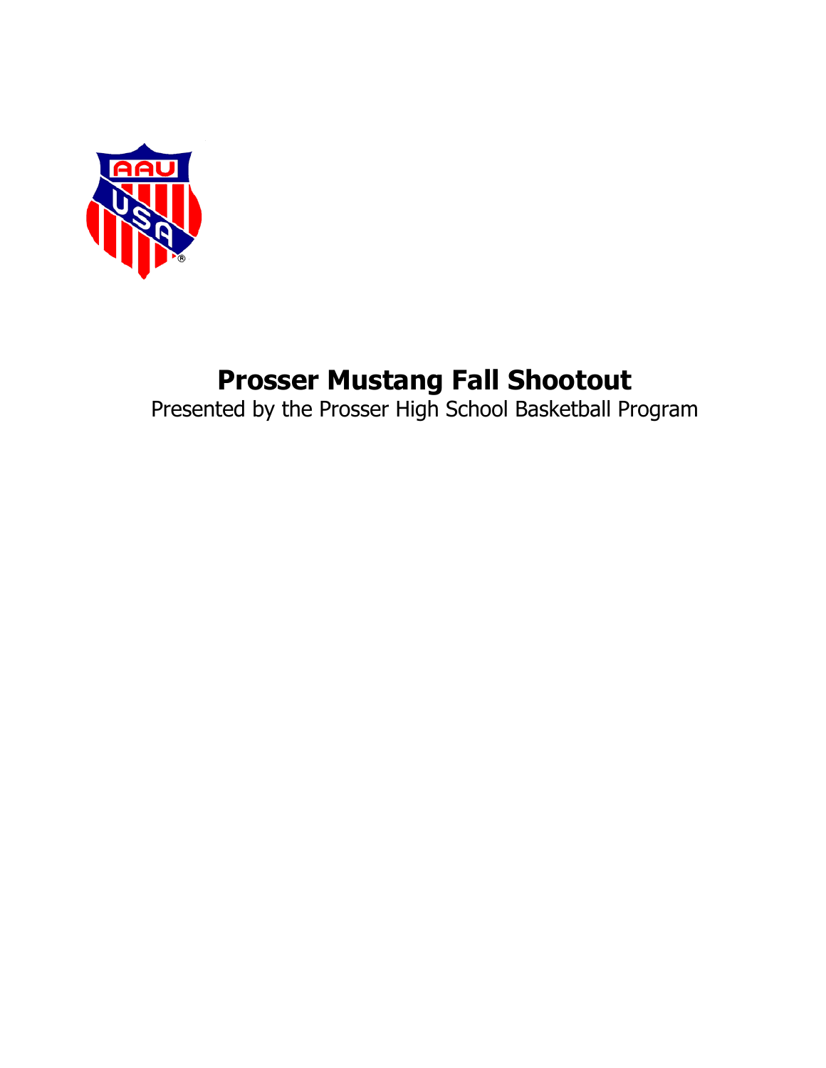# Prosser Mustang Fall Shootout

Presented by the Prosser High School Basketball Program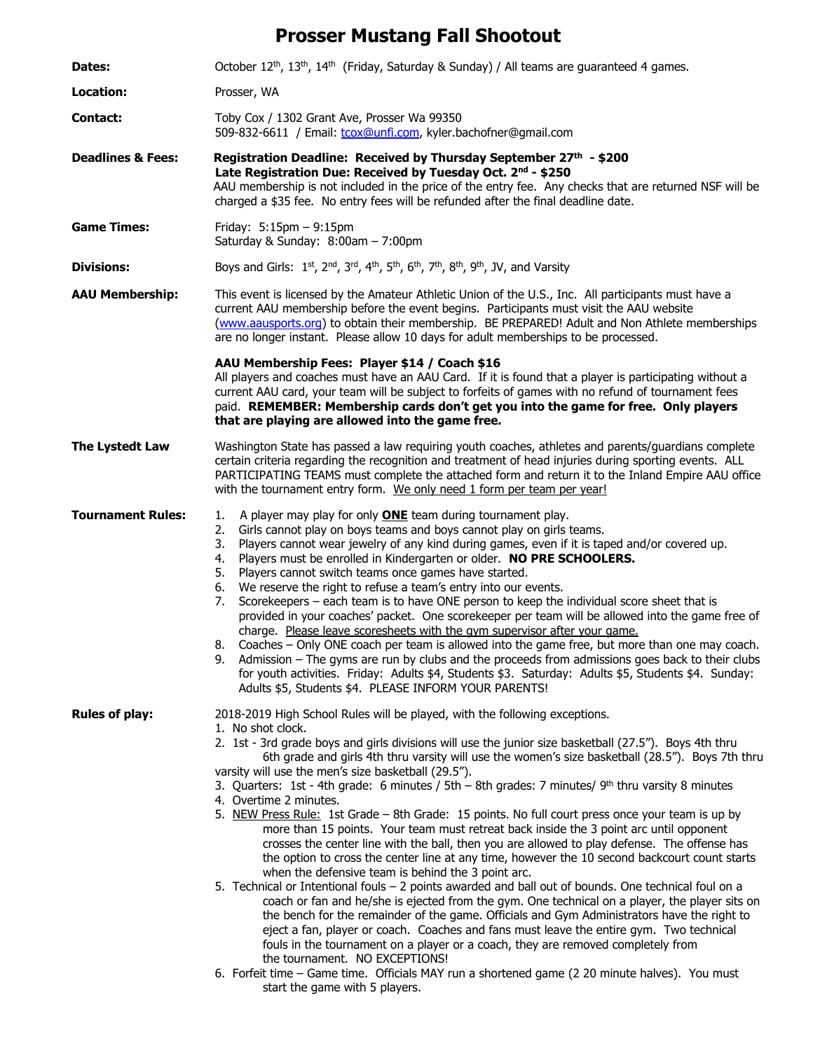# Prosser Mustang Fall Shootout

**Dates:** October 12th, 13th, 14th (Friday, Saturday & Sunday) / All teams are guaranteed 4 games.

**Location:** Prosser, WA

**Contact:** Toby Cox / 1302 Grant Ave, Prosser Wa 99350
509-832-6611 / Email: tcox@unfi.com, kyler.bachofner@gmail.com

**Deadlines & Fees:**
**Registration Deadline: Received by Thursday September 27th - $200**
**Late Registration Due: Received by Tuesday Oct. 2nd - $250**
AAU membership is not included in the price of the entry fee. Any checks that are returned NSF will be charged a $35 fee. No entry fees will be refunded after the final deadline date.

**Game Times:**
Friday: 5:15pm – 9:15pm
Saturday & Sunday: 8:00am – 7:00pm

**Divisions:** Boys and Girls: 1st, 2nd, 3rd, 4th, 5th, 6th, 7th, 8th, 9th, JV, and Varsity

**AAU Membership:** This event is licensed by the Amateur Athletic Union of the U.S., Inc. All participants must have a current AAU membership before the event begins. Participants must visit the AAU website (www.aausports.org) to obtain their membership. BE PREPARED! Adult and Non Athlete memberships are no longer instant. Please allow 10 days for adult memberships to be processed.

**AAU Membership Fees: Player $14 / Coach $16**
All players and coaches must have an AAU Card. If it is found that a player is participating without a current AAU card, your team will be subject to forfeits of games with no refund of tournament fees paid. **REMEMBER: Membership cards don't get you into the game for free. Only players that are playing are allowed into the game free.**

**The Lystedt Law** Washington State has passed a law requiring youth coaches, athletes and parents/guardians complete certain criteria regarding the recognition and treatment of head injuries during sporting events. ALL PARTICIPATING TEAMS must complete the attached form and return it to the Inland Empire AAU office with the tournament entry form. We only need 1 form per team per year!

**Tournament Rules:**

1. A player may play for only **ONE** team during tournament play.
2. Girls cannot play on boys teams and boys cannot play on girls teams.
3. Players cannot wear jewelry of any kind during games, even if it is taped and/or covered up.
4. Players must be enrolled in Kindergarten or older. **NO PRE SCHOOLERS.**
5. Players cannot switch teams once games have started.
6. We reserve the right to refuse a team's entry into our events.
7. Scorekeepers – each team is to have ONE person to keep the individual score sheet that is provided in your coaches' packet. One scorekeeper per team will be allowed into the game free of charge. Please leave scoresheets with the gym supervisor after your game.
8. Coaches – Only ONE coach per team is allowed into the game free, but more than one may coach.
9. Admission – The gyms are run by clubs and the proceeds from admissions goes back to their clubs for youth activities. Friday: Adults $4, Students $3. Saturday: Adults $5, Students $4. Sunday: Adults $5, Students $4. PLEASE INFORM YOUR PARENTS!

**Rules of play:**

2018-2019 High School Rules will be played, with the following exceptions.

1. No shot clock.
2. 1st - 3rd grade boys and girls divisions will use the junior size basketball (27.5"). Boys 4th thru 6th grade and girls 4th thru varsity will use the women's size basketball (28.5"). Boys 7th thru varsity will use the men's size basketball (29.5").
3. Quarters: 1st - 4th grade: 6 minutes / 5th – 8th grades: 7 minutes/ 9th thru varsity 8 minutes
4. Overtime 2 minutes.
5. NEW Press Rule: 1st Grade – 8th Grade: 15 points. No full court press once your team is up by more than 15 points. Your team must retreat back inside the 3 point arc until opponent crosses the center line with the ball, then you are allowed to play defense. The offense has the option to cross the center line at any time, however the 10 second backcourt count starts when the defensive team is behind the 3 point arc.
5. Technical or Intentional fouls – 2 points awarded and ball out of bounds. One technical foul on a coach or fan and he/she is ejected from the gym. One technical on a player, the player sits on the bench for the remainder of the game. Officials and Gym Administrators have the right to eject a fan, player or coach. Coaches and fans must leave the entire gym. Two technical fouls in the tournament on a player or a coach, they are removed completely from the tournament. NO EXCEPTIONS!
6. Forfeit time – Game time. Officials MAY run a shortened game (2 20 minute halves). You must start the game with 5 players.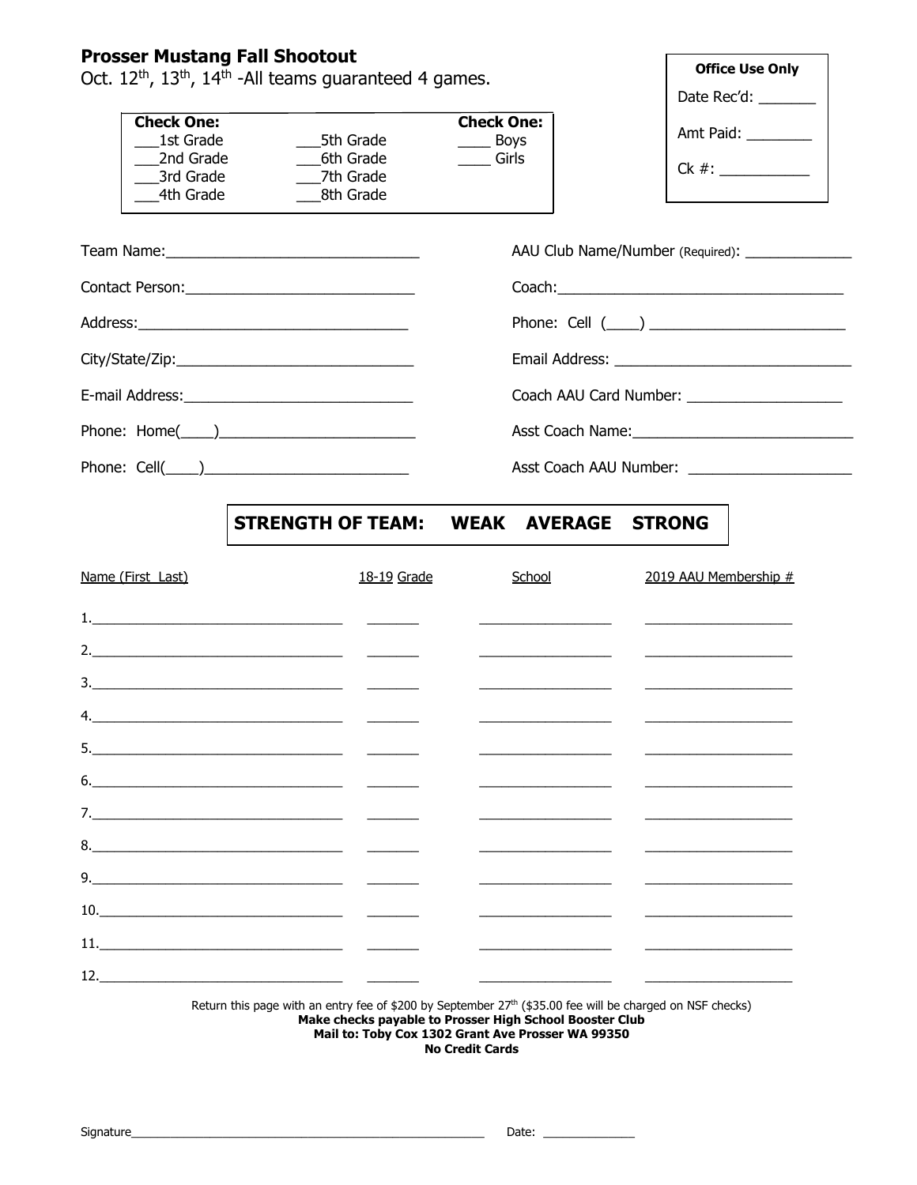# Prosser Mustang Fall Shootout

Oct. 12th, 13th, 14th -All teams guaranteed 4 games.

**Office Use Only**

Date Rec'd: _______

Amt Paid: ________

Ck #: ___________

**Check One:**

___1st Grade
___2nd Grade
___3rd Grade
___4th Grade
___5th Grade
___6th Grade
___7th Grade
___8th Grade

**Check One:**

____ Boys
____ Girls

Team Name:_______________________________

Contact Person:___________________________

Address:_________________________________

City/State/Zip:____________________________

E-mail Address:____________________________

Phone: Home(____)________________________

Phone: Cell(____)_________________________

AAU Club Name/Number (Required): _____________

Coach:___________________________________

Phone: Cell (____) _______________________

Email Address: ____________________________

Coach AAU Card Number: __________________

Asst Coach Name:__________________________

Asst Coach AAU Number: ___________________

**STRENGTH OF TEAM: WEAK AVERAGE STRONG**

| Name (First Last) | 18-19 Grade | School | 2019 AAU Membership # |
|---|---|---|---|
| 1. | | | |
| 2. | | | |
| 3. | | | |
| 4. | | | |
| 5. | | | |
| 6. | | | |
| 7. | | | |
| 8. | | | |
| 9. | | | |
| 10. | | | |
| 11. | | | |
| 12. | | | |

Return this page with an entry fee of $200 by September 27th ($35.00 fee will be charged on NSF checks)

**Make checks payable to Prosser High School Booster Club**

**Mail to: Toby Cox 1302 Grant Ave Prosser WA 99350**

**No Credit Cards**

Signature_____________________________________________________ Date: ______________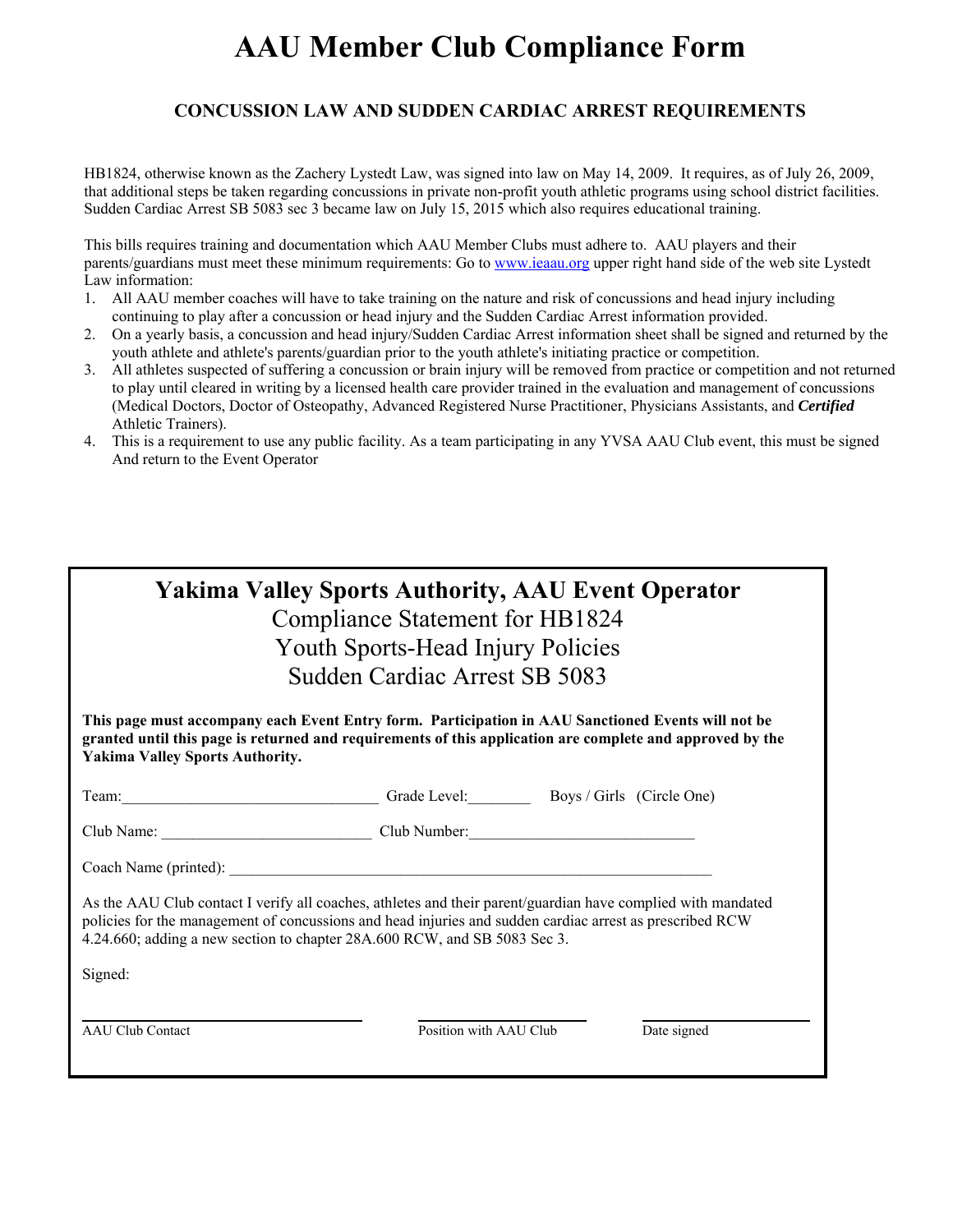# AAU Member Club Compliance Form

## CONCUSSION LAW AND SUDDEN CARDIAC ARREST REQUIREMENTS

HB1824, otherwise known as the Zachery Lystedt Law, was signed into law on May 14, 2009. It requires, as of July 26, 2009, that additional steps be taken regarding concussions in private non-profit youth athletic programs using school district facilities. Sudden Cardiac Arrest SB 5083 sec 3 became law on July 15, 2015 which also requires educational training.

This bills requires training and documentation which AAU Member Clubs must adhere to. AAU players and their parents/guardians must meet these minimum requirements: Go to www.ieaau.org upper right hand side of the web site Lystedt Law information:

1. All AAU member coaches will have to take training on the nature and risk of concussions and head injury including continuing to play after a concussion or head injury and the Sudden Cardiac Arrest information provided.
2. On a yearly basis, a concussion and head injury/Sudden Cardiac Arrest information sheet shall be signed and returned by the youth athlete and athlete's parents/guardian prior to the youth athlete's initiating practice or competition.
3. All athletes suspected of suffering a concussion or brain injury will be removed from practice or competition and not returned to play until cleared in writing by a licensed health care provider trained in the evaluation and management of concussions (Medical Doctors, Doctor of Osteopathy, Advanced Registered Nurse Practitioner, Physicians Assistants, and ***Certified*** Athletic Trainers).
4. This is a requirement to use any public facility. As a team participating in any YVSA AAU Club event, this must be signed And return to the Event Operator

---

## Yakima Valley Sports Authority, AAU Event Operator

### Compliance Statement for HB1824
### Youth Sports-Head Injury Policies
### Sudden Cardiac Arrest SB 5083

**This page must accompany each Event Entry form. Participation in AAU Sanctioned Events will not be granted until this page is returned and requirements of this application are complete and approved by the Yakima Valley Sports Authority.**

Team:________________________________ Grade Level:________ Boys / Girls (Circle One)

Club Name: ___________________________ Club Number:_____________________________

Coach Name (printed): _______________________________________________________________

As the AAU Club contact I verify all coaches, athletes and their parent/guardian have complied with mandated policies for the management of concussions and head injuries and sudden cardiac arrest as prescribed RCW 4.24.660; adding a new section to chapter 28A.600 RCW, and SB 5083 Sec 3.

Signed:

______________________________ ____________________ ____________________

AAU Club Contact | Position with AAU Club | Date signed